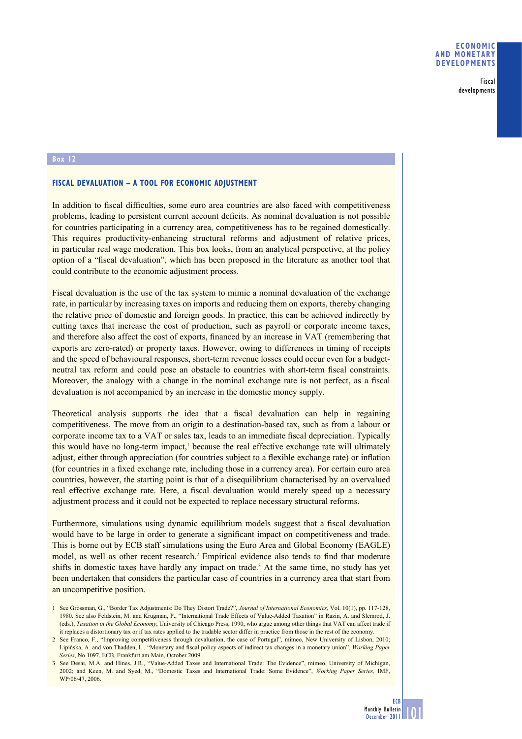**Box 12**

## FISCAL DEVALUATION – A TOOL FOR ECONOMIC ADJUSTMENT

In addition to fiscal difficulties, some euro area countries are also faced with competitiveness problems, leading to persistent current account deficits. As nominal devaluation is not possible for countries participating in a currency area, competitiveness has to be regained domestically. This requires productivity-enhancing structural reforms and adjustment of relative prices, in particular real wage moderation. This box looks, from an analytical perspective, at the policy option of a "fiscal devaluation", which has been proposed in the literature as another tool that could contribute to the economic adjustment process.

Fiscal devaluation is the use of the tax system to mimic a nominal devaluation of the exchange rate, in particular by increasing taxes on imports and reducing them on exports, thereby changing the relative price of domestic and foreign goods. In practice, this can be achieved indirectly by cutting taxes that increase the cost of production, such as payroll or corporate income taxes, and therefore also affect the cost of exports, financed by an increase in VAT (remembering that exports are zero-rated) or property taxes. However, owing to differences in timing of receipts and the speed of behavioural responses, short-term revenue losses could occur even for a budget-neutral tax reform and could pose an obstacle to countries with short-term fiscal constraints. Moreover, the analogy with a change in the nominal exchange rate is not perfect, as a fiscal devaluation is not accompanied by an increase in the domestic money supply.

Theoretical analysis supports the idea that a fiscal devaluation can help in regaining competitiveness. The move from an origin to a destination-based tax, such as from a labour or corporate income tax to a VAT or sales tax, leads to an immediate fiscal depreciation. Typically this would have no long-term impact,[1] because the real effective exchange rate will ultimately adjust, either through appreciation (for countries subject to a flexible exchange rate) or inflation (for countries in a fixed exchange rate, including those in a currency area). For certain euro area countries, however, the starting point is that of a disequilibrium characterised by an overvalued real effective exchange rate. Here, a fiscal devaluation would merely speed up a necessary adjustment process and it could not be expected to replace necessary structural reforms.

Furthermore, simulations using dynamic equilibrium models suggest that a fiscal devaluation would have to be large in order to generate a significant impact on competitiveness and trade. This is borne out by ECB staff simulations using the Euro Area and Global Economy (EAGLE) model, as well as other recent research.[2] Empirical evidence also tends to find that moderate shifts in domestic taxes have hardly any impact on trade.[3] At the same time, no study has yet been undertaken that considers the particular case of countries in a currency area that start from an uncompetitive position.

1 See Grossman, G., "Border Tax Adjustments: Do They Distort Trade?", *Journal of International Economics*, Vol. 10(1), pp. 117-128, 1980. See also Feldstein, M. and Krugman, P., "International Trade Effects of Value-Added Taxation" in Razin, A. and Slemrod, J. (eds.), *Taxation in the Global Economy*, University of Chicago Press, 1990, who argue among other things that VAT can affect trade if it replaces a distortionary tax or if tax rates applied to the tradable sector differ in practice from those in the rest of the economy.

2 See Franco, F., "Improving competitiveness through devaluation, the case of Portugal", mimeo, New University of Lisbon, 2010; Lipińska, A. and von Thadden, L., "Monetary and fiscal policy aspects of indirect tax changes in a monetary union", *Working Paper Series*, No 1097, ECB, Frankfurt am Main, October 2009.

3 See Desai, M.A. and Hines, J.R., "Value-Added Taxes and International Trade: The Evidence", mimeo, University of Michigan, 2002; and Keen, M. and Syed, M., "Domestic Taxes and International Trade: Some Evidence", *Working Paper Series,* IMF, WP/06/47, 2006.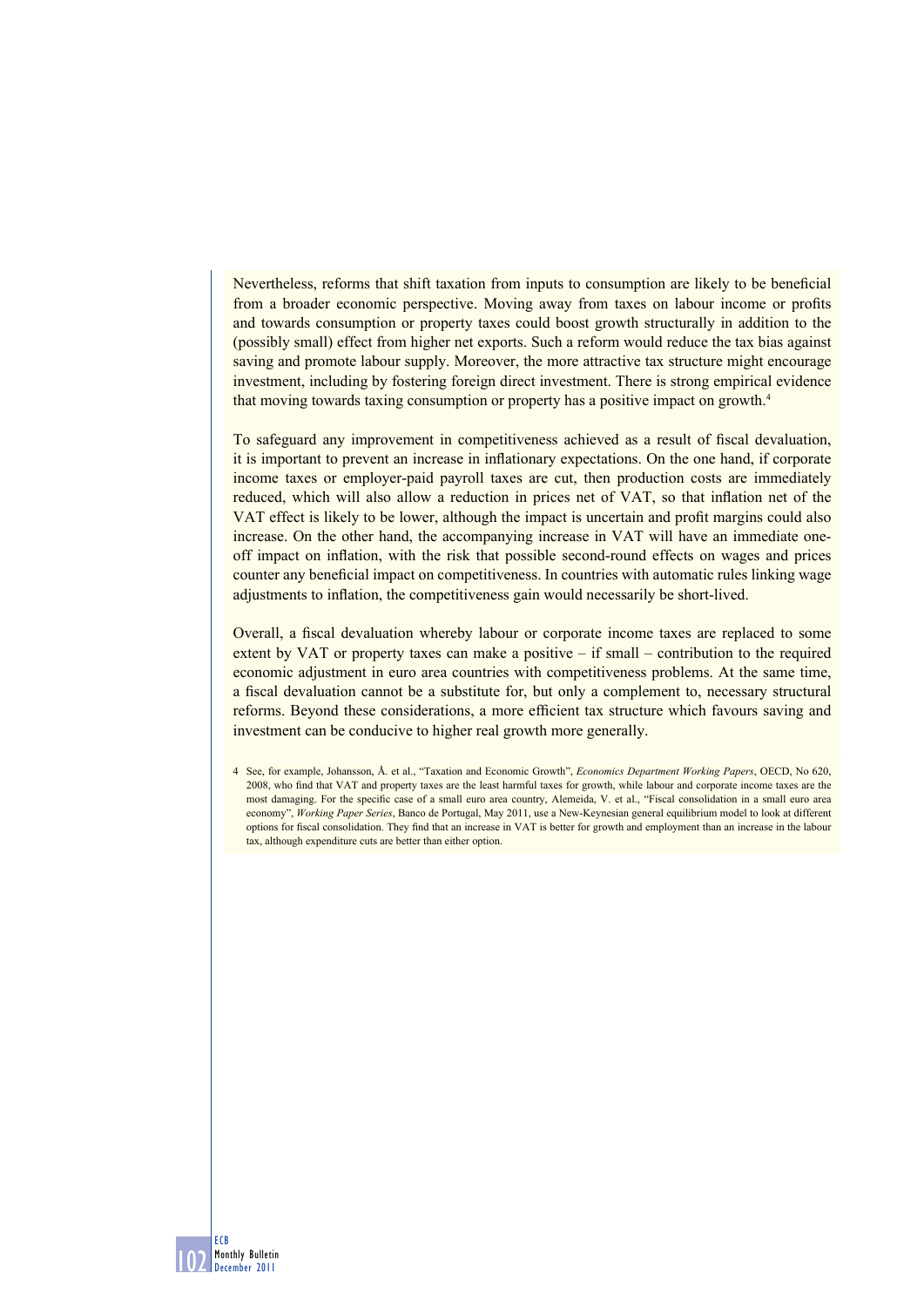Nevertheless, reforms that shift taxation from inputs to consumption are likely to be beneficial from a broader economic perspective. Moving away from taxes on labour income or profits and towards consumption or property taxes could boost growth structurally in addition to the (possibly small) effect from higher net exports. Such a reform would reduce the tax bias against saving and promote labour supply. Moreover, the more attractive tax structure might encourage investment, including by fostering foreign direct investment. There is strong empirical evidence that moving towards taxing consumption or property has a positive impact on growth.[4]

To safeguard any improvement in competitiveness achieved as a result of fiscal devaluation, it is important to prevent an increase in inflationary expectations. On the one hand, if corporate income taxes or employer-paid payroll taxes are cut, then production costs are immediately reduced, which will also allow a reduction in prices net of VAT, so that inflation net of the VAT effect is likely to be lower, although the impact is uncertain and profit margins could also increase. On the other hand, the accompanying increase in VAT will have an immediate one-off impact on inflation, with the risk that possible second-round effects on wages and prices counter any beneficial impact on competitiveness. In countries with automatic rules linking wage adjustments to inflation, the competitiveness gain would necessarily be short-lived.

Overall, a fiscal devaluation whereby labour or corporate income taxes are replaced to some extent by VAT or property taxes can make a positive – if small – contribution to the required economic adjustment in euro area countries with competitiveness problems. At the same time, a fiscal devaluation cannot be a substitute for, but only a complement to, necessary structural reforms. Beyond these considerations, a more efficient tax structure which favours saving and investment can be conducive to higher real growth more generally.

4 See, for example, Johansson, Å. et al., "Taxation and Economic Growth", *Economics Department Working Papers*, OECD, No 620, 2008, who find that VAT and property taxes are the least harmful taxes for growth, while labour and corporate income taxes are the most damaging. For the specific case of a small euro area country, Alemeida, V. et al., "Fiscal consolidation in a small euro area economy", *Working Paper Series*, Banco de Portugal, May 2011, use a New-Keynesian general equilibrium model to look at different options for fiscal consolidation. They find that an increase in VAT is better for growth and employment than an increase in the labour tax, although expenditure cuts are better than either option.